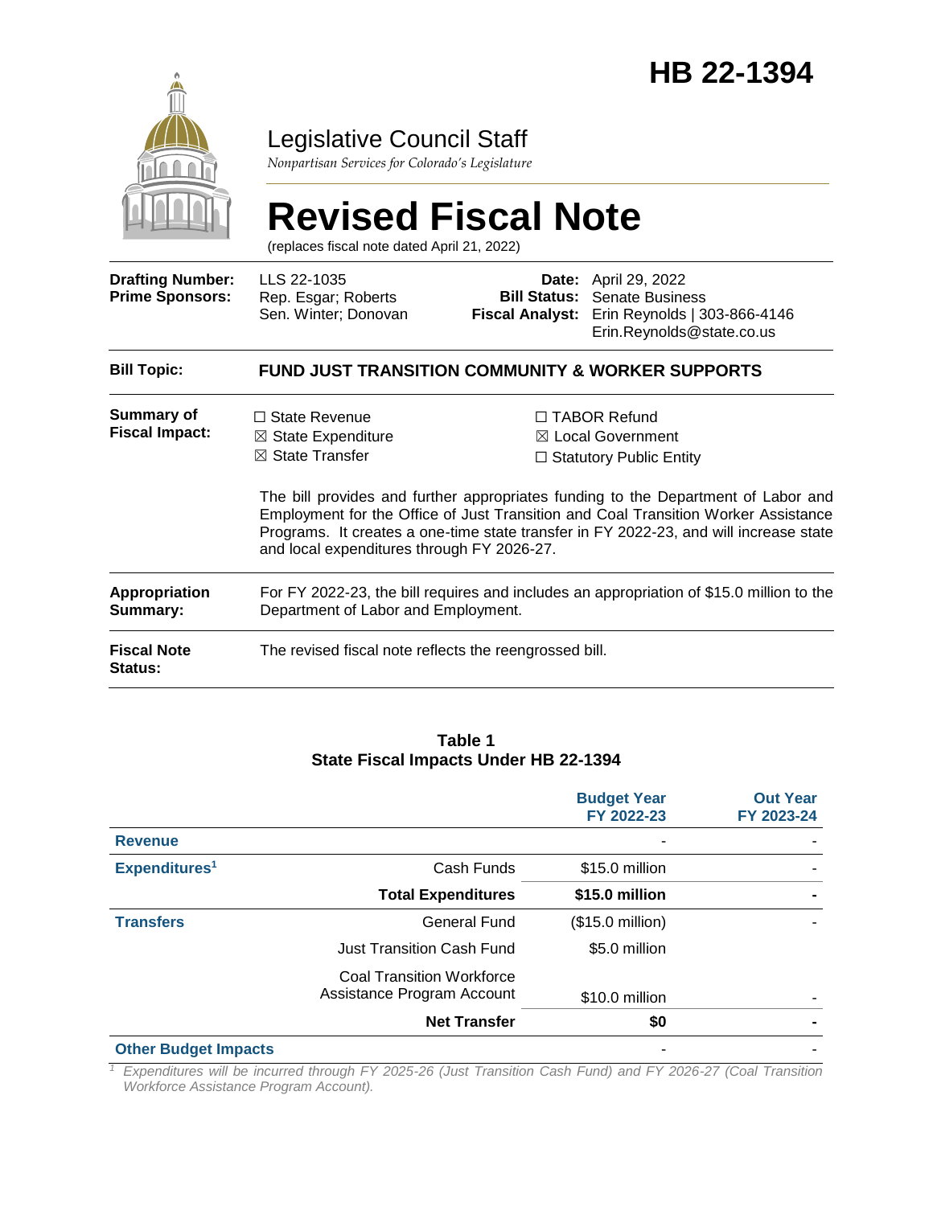# HB 22-1394

## Legislative Council Staff

*Nonpartisan Services for Colorado's Legislature*

# Revised Fiscal Note

(replaces fiscal note dated April 21, 2022)

| | | | |
|---|---|---|---|
| **Drafting Number:** | LLS 22-1035 | **Date:** | April 29, 2022 |
| **Prime Sponsors:** | Rep. Esgar; Roberts<br>Sen. Winter; Donovan | **Bill Status:** | Senate Business |
| | | **Fiscal Analyst:** | Erin Reynolds \| 303-866-4146<br>Erin.Reynolds@state.co.us |

| | |
|---|---|
| **Bill Topic:** | **FUND JUST TRANSITION COMMUNITY & WORKER SUPPORTS** |
| **Summary of Fiscal Impact:** | ☐ State Revenue ☒ State Expenditure ☒ State Transfer ☐ TABOR Refund ☒ Local Government ☐ Statutory Public Entity<br><br>The bill provides and further appropriates funding to the Department of Labor and Employment for the Office of Just Transition and Coal Transition Worker Assistance Programs. It creates a one-time state transfer in FY 2022-23, and will increase state and local expenditures through FY 2026-27. |
| **Appropriation Summary:** | For FY 2022-23, the bill requires and includes an appropriation of $15.0 million to the Department of Labor and Employment. |
| **Fiscal Note Status:** | The revised fiscal note reflects the reengrossed bill. |

**Table 1**
**State Fiscal Impacts Under HB 22-1394**

| | | Budget Year FY 2022-23 | Out Year FY 2023-24 |
|---|---|---|---|
| **Revenue** | | - | - |
| **Expenditures**[1] | Cash Funds | $15.0 million | - |
| | **Total Expenditures** | **$15.0 million** | **-** |
| **Transfers** | General Fund | ($15.0 million) | - |
| | Just Transition Cash Fund | $5.0 million | |
| | Coal Transition Workforce Assistance Program Account | $10.0 million | - |
| | **Net Transfer** | **$0** | **-** |
| **Other Budget Impacts** | | - | - |

[1] *Expenditures will be incurred through FY 2025-26 (Just Transition Cash Fund) and FY 2026-27 (Coal Transition Workforce Assistance Program Account).*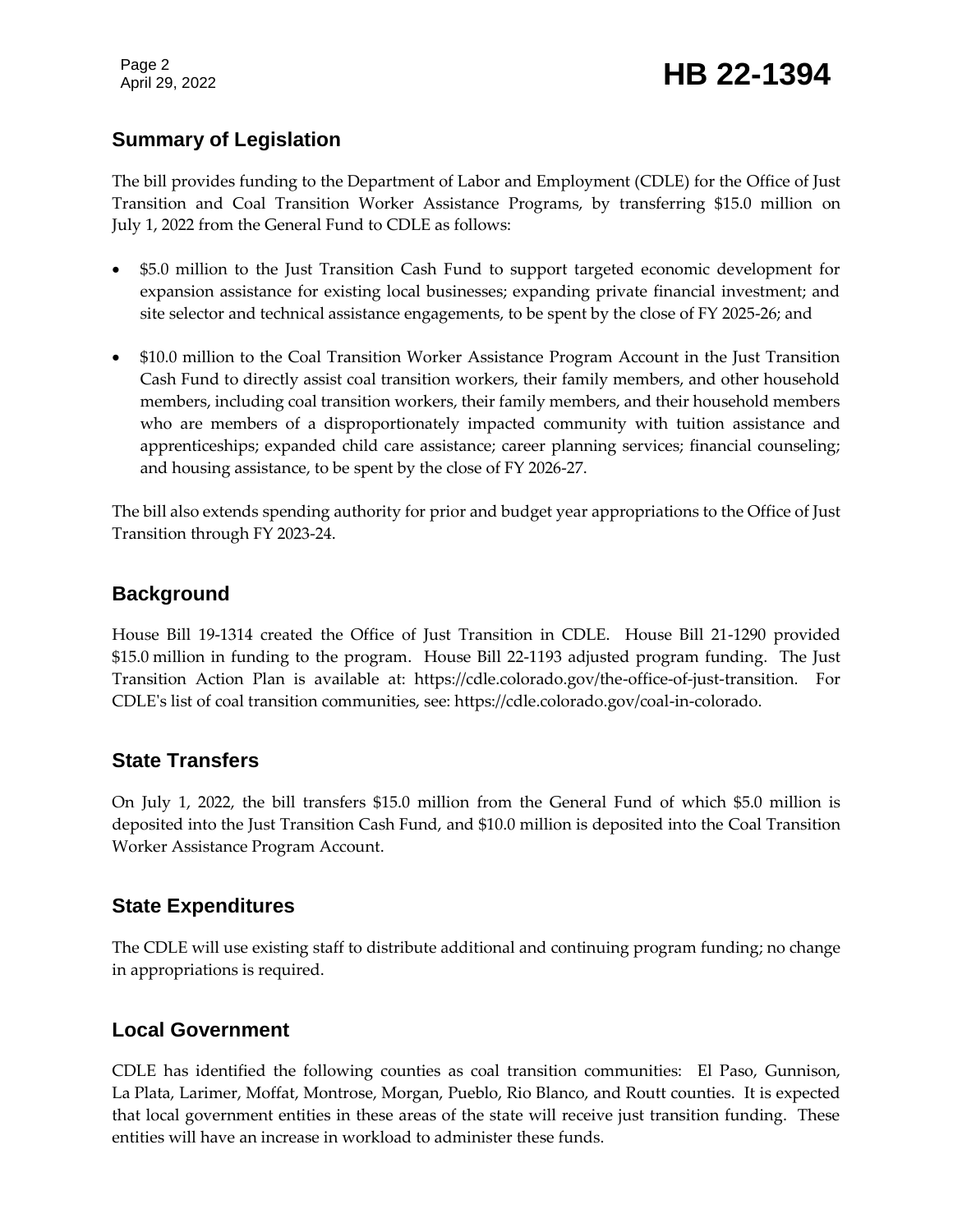## Summary of Legislation

The bill provides funding to the Department of Labor and Employment (CDLE) for the Office of Just Transition and Coal Transition Worker Assistance Programs, by transferring $15.0 million on July 1, 2022 from the General Fund to CDLE as follows:

- $5.0 million to the Just Transition Cash Fund to support targeted economic development for expansion assistance for existing local businesses; expanding private financial investment; and site selector and technical assistance engagements, to be spent by the close of FY 2025-26; and
- $10.0 million to the Coal Transition Worker Assistance Program Account in the Just Transition Cash Fund to directly assist coal transition workers, their family members, and other household members, including coal transition workers, their family members, and their household members who are members of a disproportionately impacted community with tuition assistance and apprenticeships; expanded child care assistance; career planning services; financial counseling; and housing assistance, to be spent by the close of FY 2026-27.

The bill also extends spending authority for prior and budget year appropriations to the Office of Just Transition through FY 2023-24.

## Background

House Bill 19-1314 created the Office of Just Transition in CDLE. House Bill 21-1290 provided $15.0 million in funding to the program. House Bill 22-1193 adjusted program funding. The Just Transition Action Plan is available at: https://cdle.colorado.gov/the-office-of-just-transition. For CDLE's list of coal transition communities, see: https://cdle.colorado.gov/coal-in-colorado.

## State Transfers

On July 1, 2022, the bill transfers $15.0 million from the General Fund of which $5.0 million is deposited into the Just Transition Cash Fund, and $10.0 million is deposited into the Coal Transition Worker Assistance Program Account.

## State Expenditures

The CDLE will use existing staff to distribute additional and continuing program funding; no change in appropriations is required.

## Local Government

CDLE has identified the following counties as coal transition communities: El Paso, Gunnison, La Plata, Larimer, Moffat, Montrose, Morgan, Pueblo, Rio Blanco, and Routt counties. It is expected that local government entities in these areas of the state will receive just transition funding. These entities will have an increase in workload to administer these funds.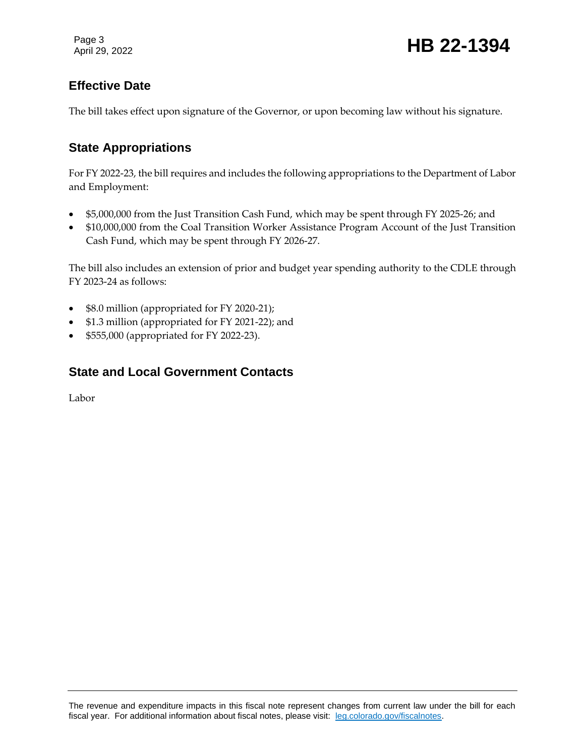## Effective Date

The bill takes effect upon signature of the Governor, or upon becoming law without his signature.

## State Appropriations

For FY 2022-23, the bill requires and includes the following appropriations to the Department of Labor and Employment:

- $5,000,000 from the Just Transition Cash Fund, which may be spent through FY 2025-26; and
- $10,000,000 from the Coal Transition Worker Assistance Program Account of the Just Transition Cash Fund, which may be spent through FY 2026-27.

The bill also includes an extension of prior and budget year spending authority to the CDLE through FY 2023-24 as follows:

- $8.0 million (appropriated for FY 2020-21);
- $1.3 million (appropriated for FY 2021-22); and
- $555,000 (appropriated for FY 2022-23).

## State and Local Government Contacts

Labor

The revenue and expenditure impacts in this fiscal note represent changes from current law under the bill for each fiscal year. For additional information about fiscal notes, please visit: leg.colorado.gov/fiscalnotes.